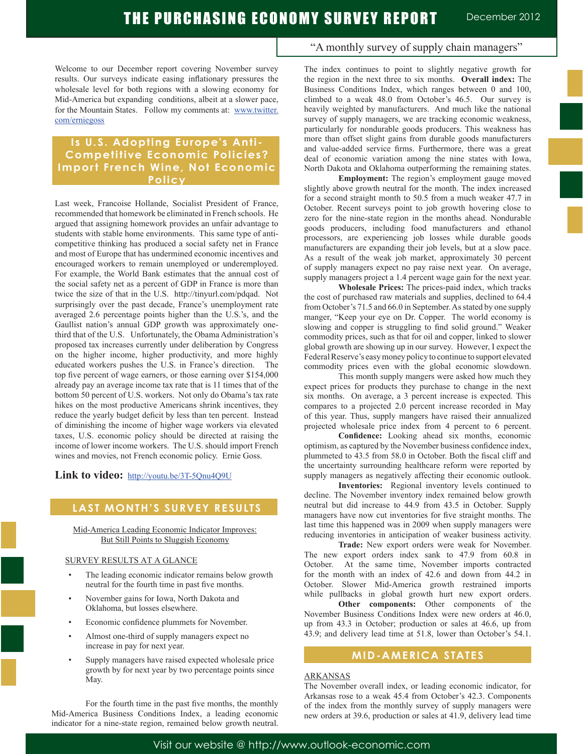# THE PURCHASING ECONOMY SURVEY REPORT

December 2012

"A monthly survey of supply chain managers"

Welcome to our December report covering November survey results. Our surveys indicate easing inflationary pressures the wholesale level for both regions with a slowing economy for Mid-America but expanding conditions, albeit at a slower pace, for the Mountain States. Follow my comments at: www.twitter.com/erniegoss

## Is U.S. Adopting Europe's Anti-Competitive Economic Policies? Import French Wine, Not Economic Policy

Last week, Francoise Hollande, Socialist President of France, recommended that homework be eliminated in French schools. He argued that assigning homework provides an unfair advantage to students with stable home environments. This same type of anti-competitive thinking has produced a social safety net in France and most of Europe that has undermined economic incentives and encouraged workers to remain unemployed or underemployed. For example, the World Bank estimates that the annual cost of the social safety net as a percent of GDP in France is more than twice the size of that in the U.S. http://tinyurl.com/pdqad. Not surprisingly over the past decade, France's unemployment rate averaged 2.6 percentage points higher than the U.S.'s, and the Gaullist nation's annual GDP growth was approximately one-third that of the U.S. Unfortunately, the Obama Administration's proposed tax increases currently under deliberation by Congress on the higher income, higher productivity, and more highly educated workers pushes the U.S. in France's direction. The top five percent of wage earners, or those earning over $154,000 already pay an average income tax rate that is 11 times that of the bottom 50 percent of U.S. workers. Not only do Obama's tax rate hikes on the most productive Americans shrink incentives, they reduce the yearly budget deficit by less than ten percent. Instead of diminishing the income of higher wage workers via elevated taxes, U.S. economic policy should be directed at raising the income of lower income workers. The U.S. should import French wines and movies, not French economic policy. Ernie Goss.

**Link to video:** http://youtu.be/3T-5Qnu4Q9U

## LAST MONTH'S SURVEY RESULTS

Mid-America Leading Economic Indicator Improves: But Still Points to Sluggish Economy

SURVEY RESULTS AT A GLANCE

- The leading economic indicator remains below growth neutral for the fourth time in past five months.
- November gains for Iowa, North Dakota and Oklahoma, but losses elsewhere.
- Economic confidence plummets for November.
- Almost one-third of supply managers expect no increase in pay for next year.
- Supply managers have raised expected wholesale price growth by for next year by two percentage points since May.

For the fourth time in the past five months, the monthly Mid-America Business Conditions Index, a leading economic indicator for a nine-state region, remained below growth neutral. The index continues to point to slightly negative growth for the region in the next three to six months. **Overall index:** The Business Conditions Index, which ranges between 0 and 100, climbed to a weak 48.0 from October's 46.5. Our survey is heavily weighted by manufacturers. And much like the national survey of supply managers, we are tracking economic weakness, particularly for nondurable goods producers. This weakness has more than offset slight gains from durable goods manufacturers and value-added service firms. Furthermore, there was a great deal of economic variation among the nine states with Iowa, North Dakota and Oklahoma outperforming the remaining states.

**Employment:** The region's employment gauge moved slightly above growth neutral for the month. The index increased for a second straight month to 50.5 from a much weaker 47.7 in October. Recent surveys point to job growth hovering close to zero for the nine-state region in the months ahead. Nondurable goods producers, including food manufacturers and ethanol processors, are experiencing job losses while durable goods manufacturers are expanding their job levels, but at a slow pace. As a result of the weak job market, approximately 30 percent of supply managers expect no pay raise next year. On average, supply managers project a 1.4 percent wage gain for the next year.

**Wholesale Prices:** The prices-paid index, which tracks the cost of purchased raw materials and supplies, declined to 64.4 from October's 71.5 and 66.0 in September. As stated by one supply manger, "Keep your eye on Dr. Copper. The world economy is slowing and copper is struggling to find solid ground." Weaker commodity prices, such as that for oil and copper, linked to slower global growth are showing up in our survey. However, I expect the Federal Reserve's easy money policy to continue to support elevated commodity prices even with the global economic slowdown.

This month supply mangers were asked how much they expect prices for products they purchase to change in the next six months. On average, a 3 percent increase is expected. This compares to a projected 2.0 percent increase recorded in May of this year. Thus, supply mangers have raised their annualized projected wholesale price index from 4 percent to 6 percent.

**Confidence:** Looking ahead six months, economic optimism, as captured by the November business confidence index, plummeted to 43.5 from 58.0 in October. Both the fiscal cliff and the uncertainty surrounding healthcare reform were reported by supply managers as negatively affecting their economic outlook.

**Inventories:** Regional inventory levels continued to decline. The November inventory index remained below growth neutral but did increase to 44.9 from 43.5 in October. Supply managers have now cut inventories for five straight months. The last time this happened was in 2009 when supply managers were reducing inventories in anticipation of weaker business activity.

**Trade:** New export orders were weak for November. The new export orders index sank to 47.9 from 60.8 in October. At the same time, November imports contracted for the month with an index of 42.6 and down from 44.2 in October. Slower Mid-America growth restrained imports while pullbacks in global growth hurt new export orders.

**Other components:** Other components of the November Business Conditions Index were new orders at 46.0, up from 43.3 in October; production or sales at 46.6, up from 43.9; and delivery lead time at 51.8, lower than October's 54.1.

## MID-AMERICA STATES

ARKANSAS

The November overall index, or leading economic indicator, for Arkansas rose to a weak 45.4 from October's 42.3. Components of the index from the monthly survey of supply managers were new orders at 39.6, production or sales at 41.9, delivery lead time

Visit our website @ http://www.outlook-economic.com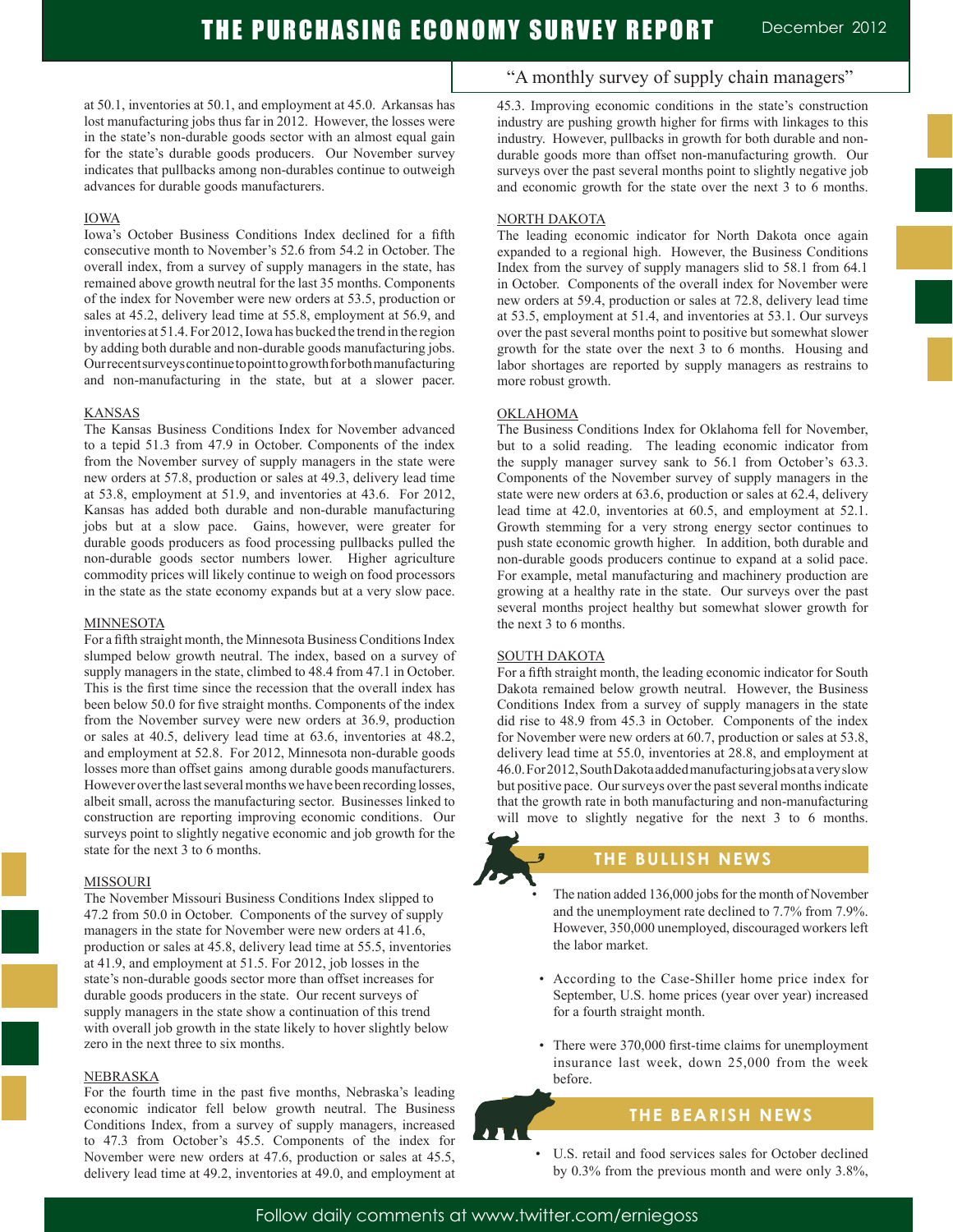at 50.1, inventories at 50.1, and employment at 45.0. Arkansas has lost manufacturing jobs thus far in 2012. However, the losses were in the state's non-durable goods sector with an almost equal gain for the state's durable goods producers. Our November survey indicates that pullbacks among non-durables continue to outweigh advances for durable goods manufacturers.

## IOWA

Iowa's October Business Conditions Index declined for a fifth consecutive month to November's 52.6 from 54.2 in October. The overall index, from a survey of supply managers in the state, has remained above growth neutral for the last 35 months. Components of the index for November were new orders at 53.5, production or sales at 45.2, delivery lead time at 55.8, employment at 56.9, and inventories at 51.4. For 2012, Iowa has bucked the trend in the region by adding both durable and non-durable goods manufacturing jobs. Our recent surveys continue to point to growth for both manufacturing and non-manufacturing in the state, but at a slower pacer.

## KANSAS

The Kansas Business Conditions Index for November advanced to a tepid 51.3 from 47.9 in October. Components of the index from the November survey of supply managers in the state were new orders at 57.8, production or sales at 49.3, delivery lead time at 53.8, employment at 51.9, and inventories at 43.6. For 2012, Kansas has added both durable and non-durable manufacturing jobs but at a slow pace. Gains, however, were greater for durable goods producers as food processing pullbacks pulled the non-durable goods sector numbers lower. Higher agriculture commodity prices will likely continue to weigh on food processors in the state as the state economy expands but at a very slow pace.

## MINNESOTA

For a fifth straight month, the Minnesota Business Conditions Index slumped below growth neutral. The index, based on a survey of supply managers in the state, climbed to 48.4 from 47.1 in October. This is the first time since the recession that the overall index has been below 50.0 for five straight months. Components of the index from the November survey were new orders at 36.9, production or sales at 40.5, delivery lead time at 63.6, inventories at 48.2, and employment at 52.8. For 2012, Minnesota non-durable goods losses more than offset gains among durable goods manufacturers. However over the last several months we have been recording losses, albeit small, across the manufacturing sector. Businesses linked to construction are reporting improving economic conditions. Our surveys point to slightly negative economic and job growth for the state for the next 3 to 6 months.

## MISSOURI

The November Missouri Business Conditions Index slipped to 47.2 from 50.0 in October. Components of the survey of supply managers in the state for November were new orders at 41.6, production or sales at 45.8, delivery lead time at 55.5, inventories at 41.9, and employment at 51.5. For 2012, job losses in the state's non-durable goods sector more than offset increases for durable goods producers in the state. Our recent surveys of supply managers in the state show a continuation of this trend with overall job growth in the state likely to hover slightly below zero in the next three to six months.

## NEBRASKA

For the fourth time in the past five months, Nebraska's leading economic indicator fell below growth neutral. The Business Conditions Index, from a survey of supply managers, increased to 47.3 from October's 45.5. Components of the index for November were new orders at 47.6, production or sales at 45.5, delivery lead time at 49.2, inventories at 49.0, and employment at 45.3. Improving economic conditions in the state's construction industry are pushing growth higher for firms with linkages to this industry. However, pullbacks in growth for both durable and non-durable goods more than offset non-manufacturing growth. Our surveys over the past several months point to slightly negative job and economic growth for the state over the next 3 to 6 months.

## NORTH DAKOTA

The leading economic indicator for North Dakota once again expanded to a regional high. However, the Business Conditions Index from the survey of supply managers slid to 58.1 from 64.1 in October. Components of the overall index for November were new orders at 59.4, production or sales at 72.8, delivery lead time at 53.5, employment at 51.4, and inventories at 53.1. Our surveys over the past several months point to positive but somewhat slower growth for the state over the next 3 to 6 months. Housing and labor shortages are reported by supply managers as restrains to more robust growth.

## OKLAHOMA

The Business Conditions Index for Oklahoma fell for November, but to a solid reading. The leading economic indicator from the supply manager survey sank to 56.1 from October's 63.3. Components of the November survey of supply managers in the state were new orders at 63.6, production or sales at 62.4, delivery lead time at 42.0, inventories at 60.5, and employment at 52.1. Growth stemming for a very strong energy sector continues to push state economic growth higher. In addition, both durable and non-durable goods producers continue to expand at a solid pace. For example, metal manufacturing and machinery production are growing at a healthy rate in the state. Our surveys over the past several months project healthy but somewhat slower growth for the next 3 to 6 months.

## SOUTH DAKOTA

For a fifth straight month, the leading economic indicator for South Dakota remained below growth neutral. However, the Business Conditions Index from a survey of supply managers in the state did rise to 48.9 from 45.3 in October. Components of the index for November were new orders at 60.7, production or sales at 53.8, delivery lead time at 55.0, inventories at 28.8, and employment at 46.0. For 2012, South Dakota added manufacturing jobs at a very slow but positive pace. Our surveys over the past several months indicate that the growth rate in both manufacturing and non-manufacturing will move to slightly negative for the next 3 to 6 months.

## THE BULLISH NEWS

- The nation added 136,000 jobs for the month of November and the unemployment rate declined to 7.7% from 7.9%. However, 350,000 unemployed, discouraged workers left the labor market.
- According to the Case-Shiller home price index for September, U.S. home prices (year over year) increased for a fourth straight month.
- There were 370,000 first-time claims for unemployment insurance last week, down 25,000 from the week before.

## THE BEARISH NEWS

- U.S. retail and food services sales for October declined by 0.3% from the previous month and were only 3.8%,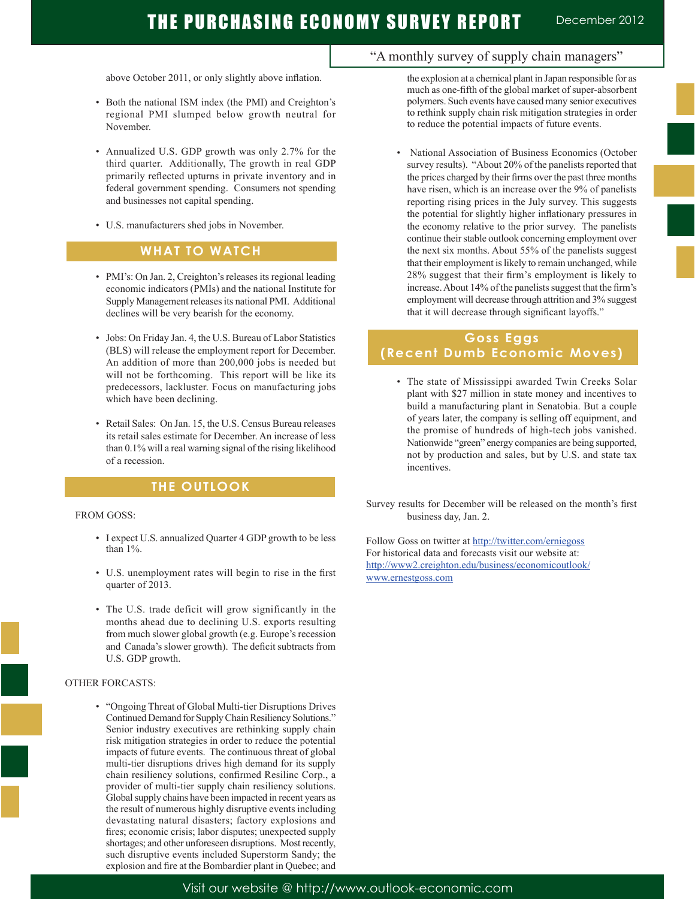above October 2011, or only slightly above inflation.

- Both the national ISM index (the PMI) and Creighton's regional PMI slumped below growth neutral for November.

- Annualized U.S. GDP growth was only 2.7% for the third quarter. Additionally, The growth in real GDP primarily reflected upturns in private inventory and in federal government spending. Consumers not spending and businesses not capital spending.

- U.S. manufacturers shed jobs in November.

## WHAT TO WATCH

- PMI's: On Jan. 2, Creighton's releases its regional leading economic indicators (PMIs) and the national Institute for Supply Management releases its national PMI. Additional declines will be very bearish for the economy.

- Jobs: On Friday Jan. 4, the U.S. Bureau of Labor Statistics (BLS) will release the employment report for December. An addition of more than 200,000 jobs is needed but will not be forthcoming. This report will be like its predecessors, lackluster. Focus on manufacturing jobs which have been declining.

- Retail Sales: On Jan. 15, the U.S. Census Bureau releases its retail sales estimate for December. An increase of less than 0.1% will a real warning signal of the rising likelihood of a recession.

## THE OUTLOOK

FROM GOSS:

- I expect U.S. annualized Quarter 4 GDP growth to be less than 1%.

- U.S. unemployment rates will begin to rise in the first quarter of 2013.

- The U.S. trade deficit will grow significantly in the months ahead due to declining U.S. exports resulting from much slower global growth (e.g. Europe's recession and Canada's slower growth). The deficit subtracts from U.S. GDP growth.

OTHER FORCASTS:

- "Ongoing Threat of Global Multi-tier Disruptions Drives Continued Demand for Supply Chain Resiliency Solutions." Senior industry executives are rethinking supply chain risk mitigation strategies in order to reduce the potential impacts of future events. The continuous threat of global multi-tier disruptions drives high demand for its supply chain resiliency solutions, confirmed Resilinc Corp., a provider of multi-tier supply chain resiliency solutions. Global supply chains have been impacted in recent years as the result of numerous highly disruptive events including devastating natural disasters; factory explosions and fires; economic crisis; labor disputes; unexpected supply shortages; and other unforeseen disruptions. Most recently, such disruptive events included Superstorm Sandy; the explosion and fire at the Bombardier plant in Quebec; and the explosion at a chemical plant in Japan responsible for as much as one-fifth of the global market of super-absorbent polymers. Such events have caused many senior executives to rethink supply chain risk mitigation strategies in order to reduce the potential impacts of future events.

- National Association of Business Economics (October survey results). "About 20% of the panelists reported that the prices charged by their firms over the past three months have risen, which is an increase over the 9% of panelists reporting rising prices in the July survey. This suggests the potential for slightly higher inflationary pressures in the economy relative to the prior survey. The panelists continue their stable outlook concerning employment over the next six months. About 55% of the panelists suggest that their employment is likely to remain unchanged, while 28% suggest that their firm's employment is likely to increase. About 14% of the panelists suggest that the firm's employment will decrease through attrition and 3% suggest that it will decrease through significant layoffs."

## Goss Eggs (Recent Dumb Economic Moves)

- The state of Mississippi awarded Twin Creeks Solar plant with $27 million in state money and incentives to build a manufacturing plant in Senatobia. But a couple of years later, the company is selling off equipment, and the promise of hundreds of high-tech jobs vanished. Nationwide "green" energy companies are being supported, not by production and sales, but by U.S. and state tax incentives.

Survey results for December will be released on the month's first business day, Jan. 2.

Follow Goss on twitter at http://twitter.com/erniegoss
For historical data and forecasts visit our website at:
http://www2.creighton.edu/business/economicoutlook/
www.ernestgoss.com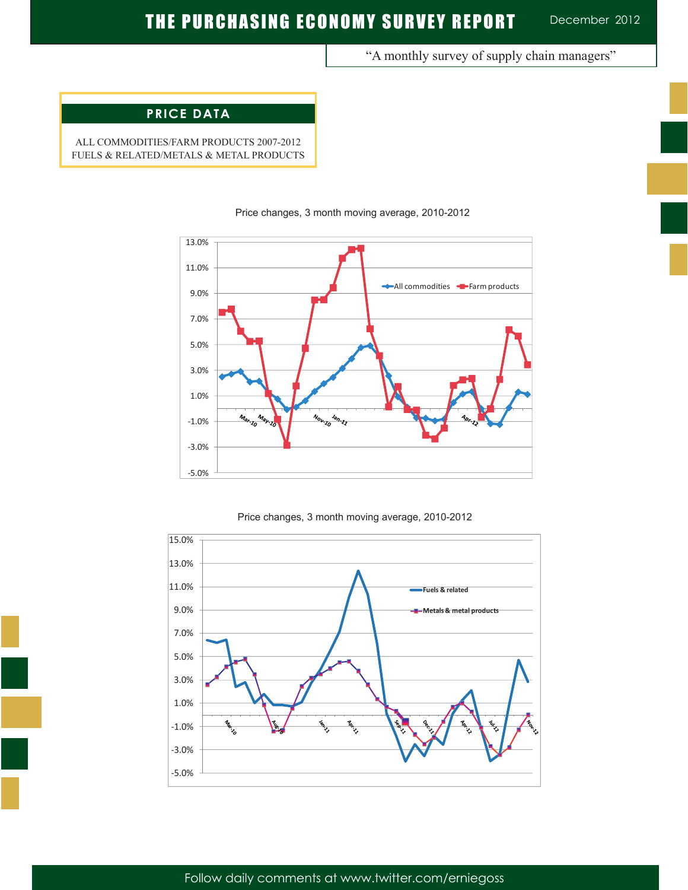# THE PURCHASING ECONOMY SURVEY REPORT

December 2012

"A monthly survey of supply chain managers"

## PRICE DATA

ALL COMMODITIES/FARM PRODUCTS 2007-2012
FUELS & RELATED/METALS & METAL PRODUCTS

Price changes, 3 month moving average, 2010-2012

13.0%
11.0%
9.0%
7.0%
5.0%
3.0%
1.0%
-1.0%
-3.0%
-5.0%

Mar-10
May-10
Nov-10
Jan-11
Apr-12

All commodities
Farm products

Price changes, 3 month moving average, 2010-2012

15.0%
13.0%
11.0%
9.0%
7.0%
5.0%
3.0%
1.0%
-1.0%
-3.0%
-5.0%

Mar-10
Aug-10
Jan-11
Apr-11
Sep-11
Dec-11
Apr-12
Jul-12
Nov-12

Fuels & related
Metals & metal products

Follow daily comments at www.twitter.com/erniegoss